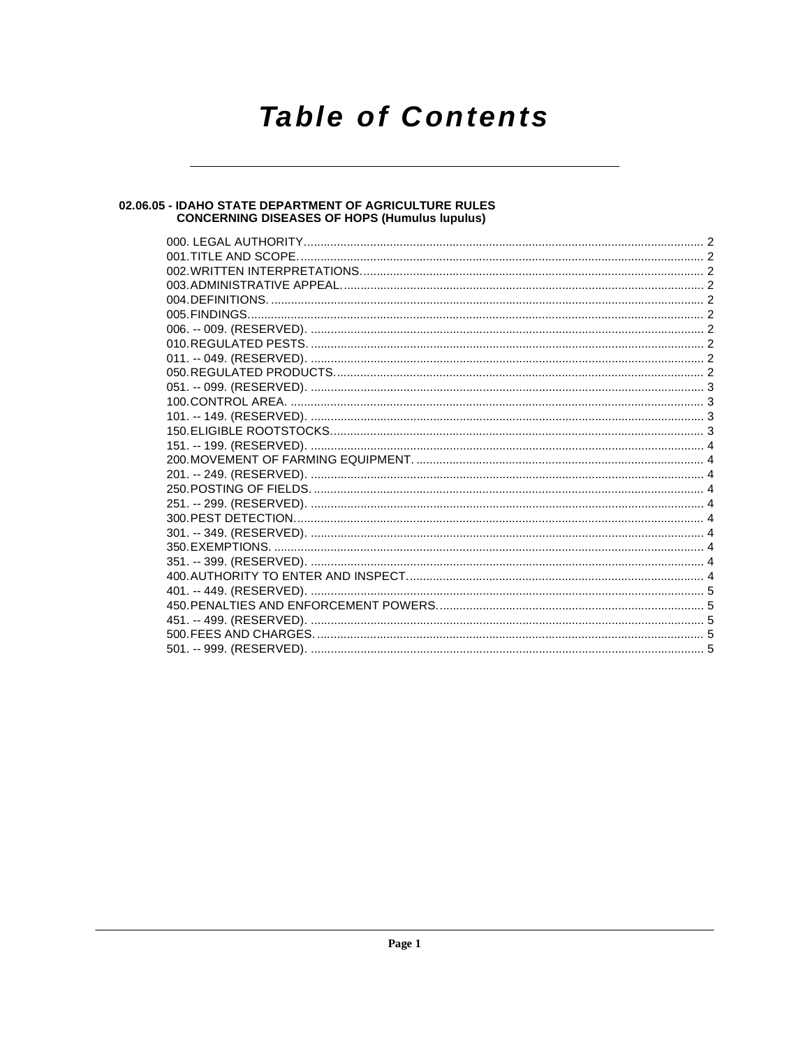# Table of Contents

## 02.06.05 - IDAHO STATE DEPARTMENT OF AGRICULTURE RULES CONCERNING DISEASES OF HOPS (Humulus lupulus)

000. LEGAL AUTHORITY. 2
001. TITLE AND SCOPE. 2
002. WRITTEN INTERPRETATIONS. 2
003. ADMINISTRATIVE APPEAL. 2
004. DEFINITIONS. 2
005. FINDINGS. 2
006. -- 009. (RESERVED). 2
010. REGULATED PESTS. 2
011. -- 049. (RESERVED). 2
050. REGULATED PRODUCTS. 2
051. -- 099. (RESERVED). 3
100. CONTROL AREA. 3
101. -- 149. (RESERVED). 3
150. ELIGIBLE ROOTSTOCKS. 3
151. -- 199. (RESERVED). 4
200. MOVEMENT OF FARMING EQUIPMENT. 4
201. -- 249. (RESERVED). 4
250. POSTING OF FIELDS. 4
251. -- 299. (RESERVED). 4
300. PEST DETECTION. 4
301. -- 349. (RESERVED). 4
350. EXEMPTIONS. 4
351. -- 399. (RESERVED). 4
400. AUTHORITY TO ENTER AND INSPECT. 4
401. -- 449. (RESERVED). 5
450. PENALTIES AND ENFORCEMENT POWERS. 5
451. -- 499. (RESERVED). 5
500. FEES AND CHARGES. 5
501. -- 999. (RESERVED). 5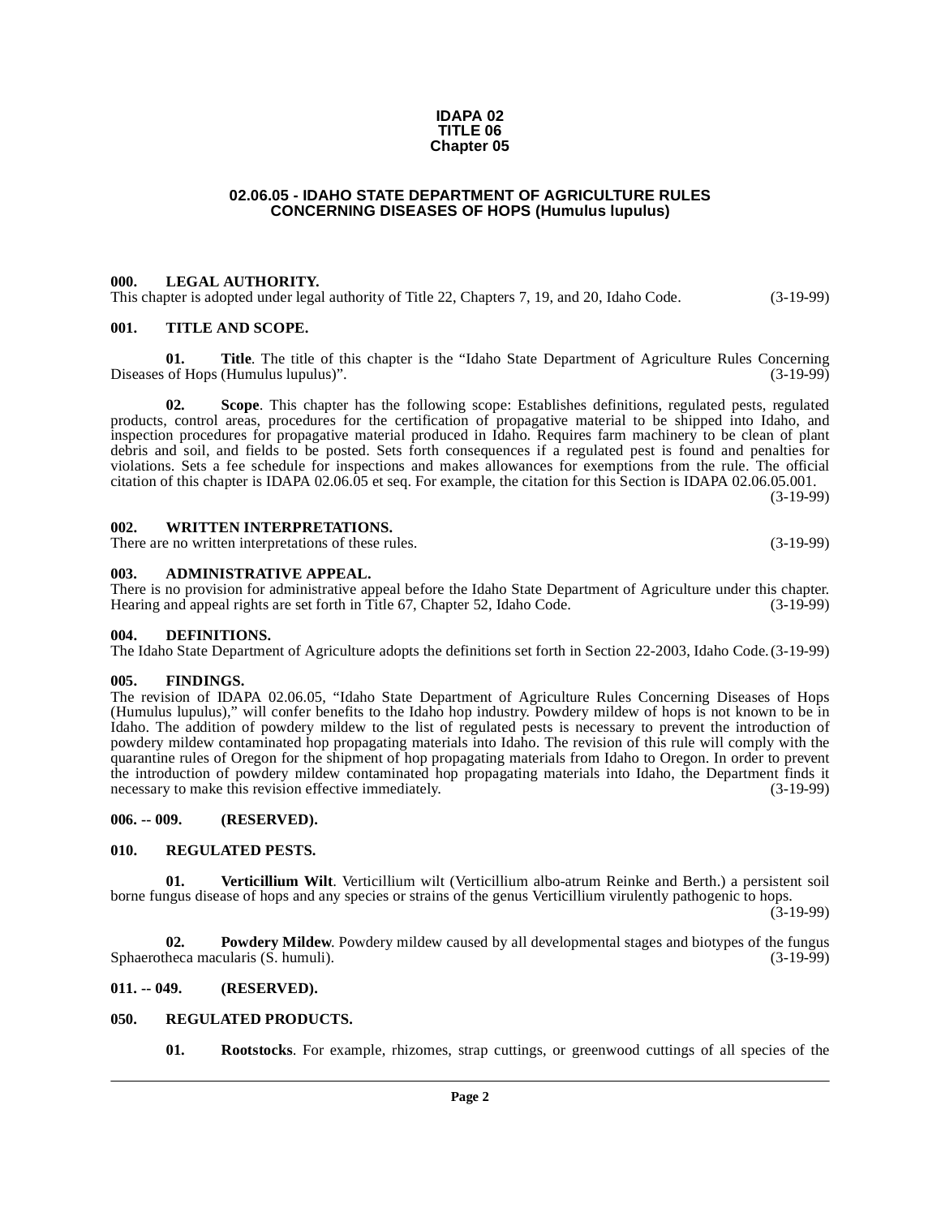# IDAPA 02
# TITLE 06
# Chapter 05

## 02.06.05 - IDAHO STATE DEPARTMENT OF AGRICULTURE RULES CONCERNING DISEASES OF HOPS (Humulus lupulus)

### 000. LEGAL AUTHORITY.

This chapter is adopted under legal authority of Title 22, Chapters 7, 19, and 20, Idaho Code. (3-19-99)

### 001. TITLE AND SCOPE.

**01. Title**. The title of this chapter is the "Idaho State Department of Agriculture Rules Concerning Diseases of Hops (Humulus lupulus)". (3-19-99)

**02. Scope**. This chapter has the following scope: Establishes definitions, regulated pests, regulated products, control areas, procedures for the certification of propagative material to be shipped into Idaho, and inspection procedures for propagative material produced in Idaho. Requires farm machinery to be clean of plant debris and soil, and fields to be posted. Sets forth consequences if a regulated pest is found and penalties for violations. Sets a fee schedule for inspections and makes allowances for exemptions from the rule. The official citation of this chapter is IDAPA 02.06.05 et seq. For example, the citation for this Section is IDAPA 02.06.05.001. (3-19-99)

### 002. WRITTEN INTERPRETATIONS.

There are no written interpretations of these rules. (3-19-99)

### 003. ADMINISTRATIVE APPEAL.

There is no provision for administrative appeal before the Idaho State Department of Agriculture under this chapter. Hearing and appeal rights are set forth in Title 67, Chapter 52, Idaho Code. (3-19-99)

### 004. DEFINITIONS.

The Idaho State Department of Agriculture adopts the definitions set forth in Section 22-2003, Idaho Code. (3-19-99)

### 005. FINDINGS.

The revision of IDAPA 02.06.05, "Idaho State Department of Agriculture Rules Concerning Diseases of Hops (Humulus lupulus)," will confer benefits to the Idaho hop industry. Powdery mildew of hops is not known to be in Idaho. The addition of powdery mildew to the list of regulated pests is necessary to prevent the introduction of powdery mildew contaminated hop propagating materials into Idaho. The revision of this rule will comply with the quarantine rules of Oregon for the shipment of hop propagating materials from Idaho to Oregon. In order to prevent the introduction of powdery mildew contaminated hop propagating materials into Idaho, the Department finds it necessary to make this revision effective immediately. (3-19-99)

### 006. -- 009. (RESERVED).

### 010. REGULATED PESTS.

**01. Verticillium Wilt**. Verticillium wilt (Verticillium albo-atrum Reinke and Berth.) a persistent soil borne fungus disease of hops and any species or strains of the genus Verticillium virulently pathogenic to hops. (3-19-99)

**02. Powdery Mildew**. Powdery mildew caused by all developmental stages and biotypes of the fungus Sphaerotheca macularis (S. humuli). (3-19-99)

### 011. -- 049. (RESERVED).

### 050. REGULATED PRODUCTS.

**01. Rootstocks**. For example, rhizomes, strap cuttings, or greenwood cuttings of all species of the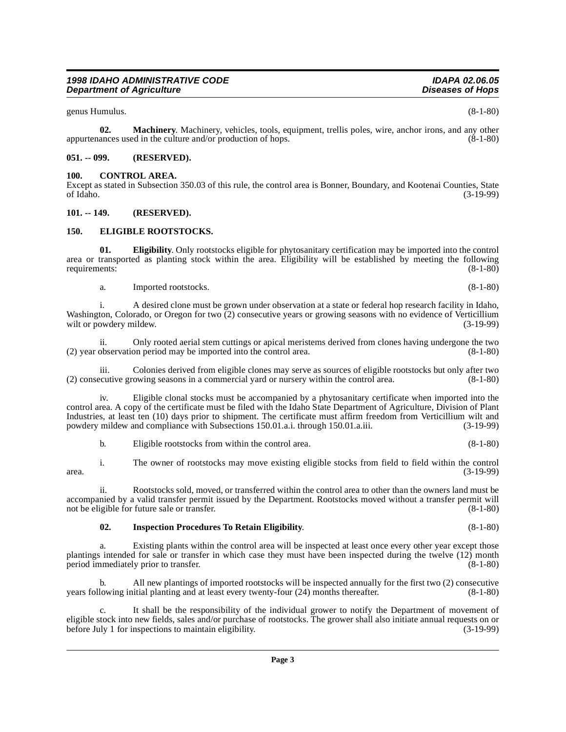genus Humulus. (8-1-80)

**02. Machinery**. Machinery, vehicles, tools, equipment, trellis poles, wire, anchor irons, and any other appurtenances used in the culture and/or production of hops. (8-1-80)

## 051. -- 099. (RESERVED).

## 100. CONTROL AREA.

Except as stated in Subsection 350.03 of this rule, the control area is Bonner, Boundary, and Kootenai Counties, State of Idaho. (3-19-99)

## 101. -- 149. (RESERVED).

## 150. ELIGIBLE ROOTSTOCKS.

**01. Eligibility**. Only rootstocks eligible for phytosanitary certification may be imported into the control area or transported as planting stock within the area. Eligibility will be established by meeting the following requirements: (8-1-80)

a. Imported rootstocks. (8-1-80)

i. A desired clone must be grown under observation at a state or federal hop research facility in Idaho, Washington, Colorado, or Oregon for two (2) consecutive years or growing seasons with no evidence of Verticillium wilt or powdery mildew. (3-19-99)

ii. Only rooted aerial stem cuttings or apical meristems derived from clones having undergone the two (2) year observation period may be imported into the control area. (8-1-80)

iii. Colonies derived from eligible clones may serve as sources of eligible rootstocks but only after two (2) consecutive growing seasons in a commercial yard or nursery within the control area. (8-1-80)

iv. Eligible clonal stocks must be accompanied by a phytosanitary certificate when imported into the control area. A copy of the certificate must be filed with the Idaho State Department of Agriculture, Division of Plant Industries, at least ten (10) days prior to shipment. The certificate must affirm freedom from Verticillium wilt and powdery mildew and compliance with Subsections 150.01.a.i. through 150.01.a.iii. (3-19-99)

b. Eligible rootstocks from within the control area. (8-1-80)

i. The owner of rootstocks may move existing eligible stocks from field to field within the control area. (3-19-99)

ii. Rootstocks sold, moved, or transferred within the control area to other than the owners land must be accompanied by a valid transfer permit issued by the Department. Rootstocks moved without a transfer permit will not be eligible for future sale or transfer. (8-1-80)

**02. Inspection Procedures To Retain Eligibility**. (8-1-80)

a. Existing plants within the control area will be inspected at least once every other year except those plantings intended for sale or transfer in which case they must have been inspected during the twelve (12) month period immediately prior to transfer. (8-1-80)

b. All new plantings of imported rootstocks will be inspected annually for the first two (2) consecutive years following initial planting and at least every twenty-four (24) months thereafter. (8-1-80)

c. It shall be the responsibility of the individual grower to notify the Department of movement of eligible stock into new fields, sales and/or purchase of rootstocks. The grower shall also initiate annual requests on or before July 1 for inspections to maintain eligibility. (3-19-99)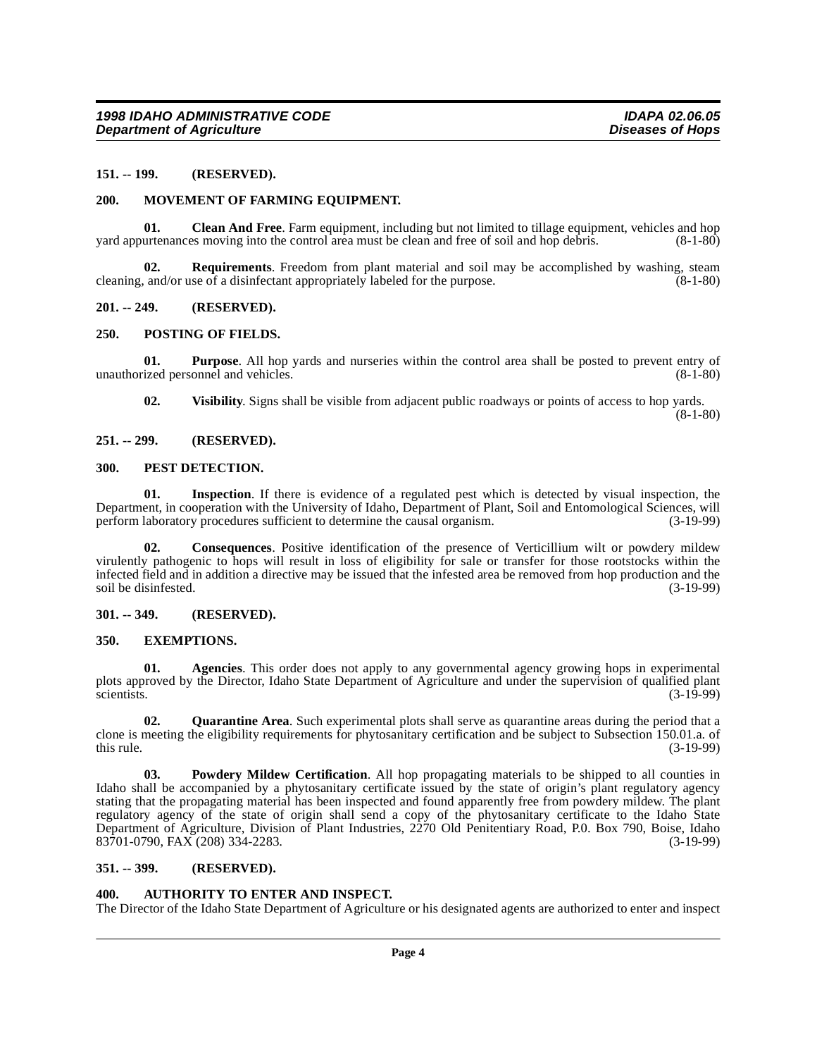**151. -- 199. (RESERVED).**

**200. MOVEMENT OF FARMING EQUIPMENT.**

**01. Clean And Free**. Farm equipment, including but not limited to tillage equipment, vehicles and hop yard appurtenances moving into the control area must be clean and free of soil and hop debris. (8-1-80)

**02. Requirements**. Freedom from plant material and soil may be accomplished by washing, steam cleaning, and/or use of a disinfectant appropriately labeled for the purpose. (8-1-80)

**201. -- 249. (RESERVED).**

**250. POSTING OF FIELDS.**

**01. Purpose**. All hop yards and nurseries within the control area shall be posted to prevent entry of unauthorized personnel and vehicles. (8-1-80)

**02. Visibility**. Signs shall be visible from adjacent public roadways or points of access to hop yards. (8-1-80)

**251. -- 299. (RESERVED).**

**300. PEST DETECTION.**

**01. Inspection**. If there is evidence of a regulated pest which is detected by visual inspection, the Department, in cooperation with the University of Idaho, Department of Plant, Soil and Entomological Sciences, will perform laboratory procedures sufficient to determine the causal organism. (3-19-99)

**02. Consequences**. Positive identification of the presence of Verticillium wilt or powdery mildew virulently pathogenic to hops will result in loss of eligibility for sale or transfer for those rootstocks within the infected field and in addition a directive may be issued that the infested area be removed from hop production and the soil be disinfested. (3-19-99)

**301. -- 349. (RESERVED).**

**350. EXEMPTIONS.**

**01. Agencies**. This order does not apply to any governmental agency growing hops in experimental plots approved by the Director, Idaho State Department of Agriculture and under the supervision of qualified plant scientists. (3-19-99)

**02. Quarantine Area**. Such experimental plots shall serve as quarantine areas during the period that a clone is meeting the eligibility requirements for phytosanitary certification and be subject to Subsection 150.01.a. of this rule. (3-19-99)

**03. Powdery Mildew Certification**. All hop propagating materials to be shipped to all counties in Idaho shall be accompanied by a phytosanitary certificate issued by the state of origin's plant regulatory agency stating that the propagating material has been inspected and found apparently free from powdery mildew. The plant regulatory agency of the state of origin shall send a copy of the phytosanitary certificate to the Idaho State Department of Agriculture, Division of Plant Industries, 2270 Old Penitentiary Road, P.0. Box 790, Boise, Idaho 83701-0790, FAX (208) 334-2283. (3-19-99)

**351. -- 399. (RESERVED).**

**400. AUTHORITY TO ENTER AND INSPECT.**

The Director of the Idaho State Department of Agriculture or his designated agents are authorized to enter and inspect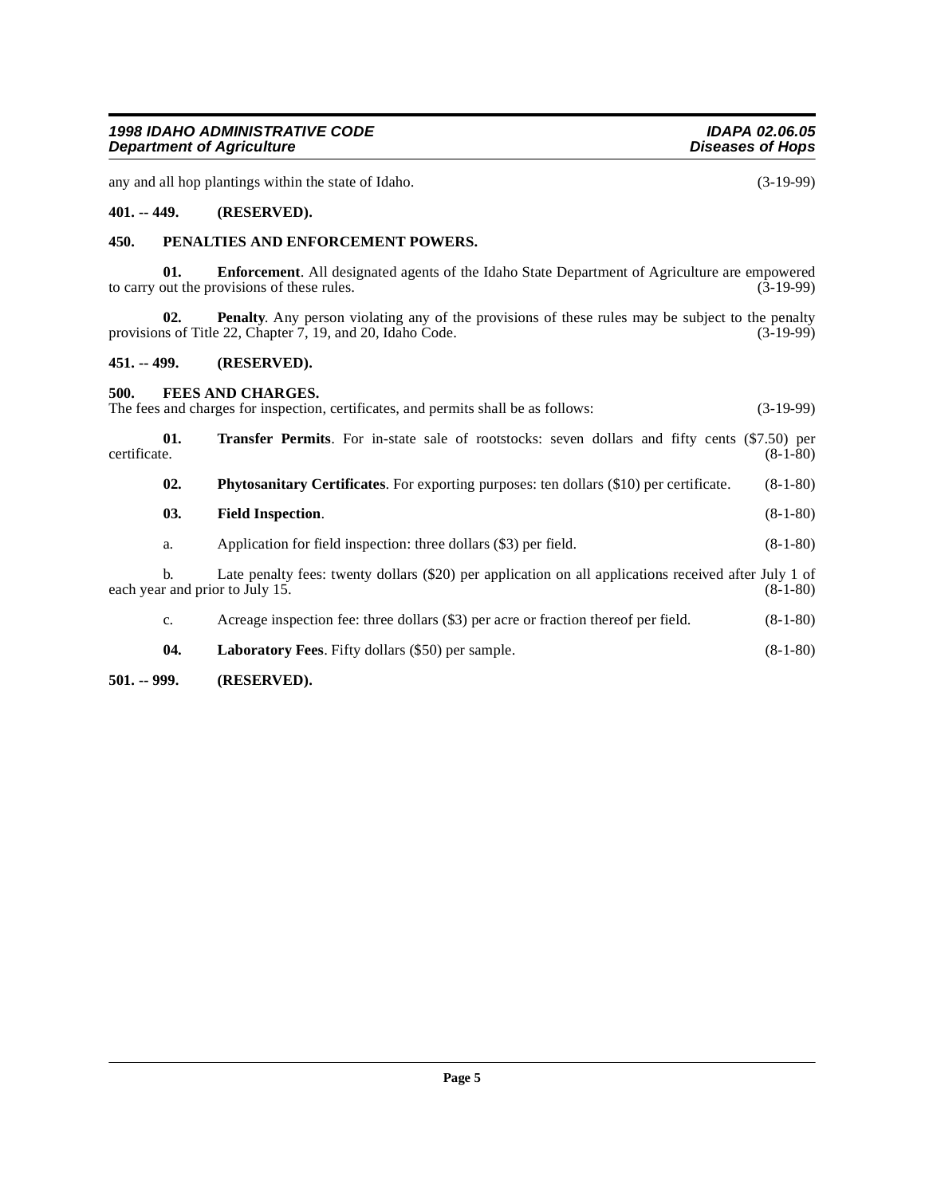any and all hop plantings within the state of Idaho. (3-19-99)

## 401. -- 449. (RESERVED).

## 450. PENALTIES AND ENFORCEMENT POWERS.

**01. Enforcement**. All designated agents of the Idaho State Department of Agriculture are empowered to carry out the provisions of these rules. (3-19-99)

**02. Penalty**. Any person violating any of the provisions of these rules may be subject to the penalty provisions of Title 22, Chapter 7, 19, and 20, Idaho Code. (3-19-99)

## 451. -- 499. (RESERVED).

## 500. FEES AND CHARGES.

The fees and charges for inspection, certificates, and permits shall be as follows: (3-19-99)

**01. Transfer Permits**. For in-state sale of rootstocks: seven dollars and fifty cents ($7.50) per certificate. (8-1-80)

**02. Phytosanitary Certificates**. For exporting purposes: ten dollars ($10) per certificate. (8-1-80)

**03. Field Inspection**. (8-1-80)

a. Application for field inspection: three dollars ($3) per field. (8-1-80)

b. Late penalty fees: twenty dollars ($20) per application on all applications received after July 1 of each year and prior to July 15. (8-1-80)

c. Acreage inspection fee: three dollars ($3) per acre or fraction thereof per field. (8-1-80)

**04. Laboratory Fees**. Fifty dollars ($50) per sample. (8-1-80)

## 501. -- 999. (RESERVED).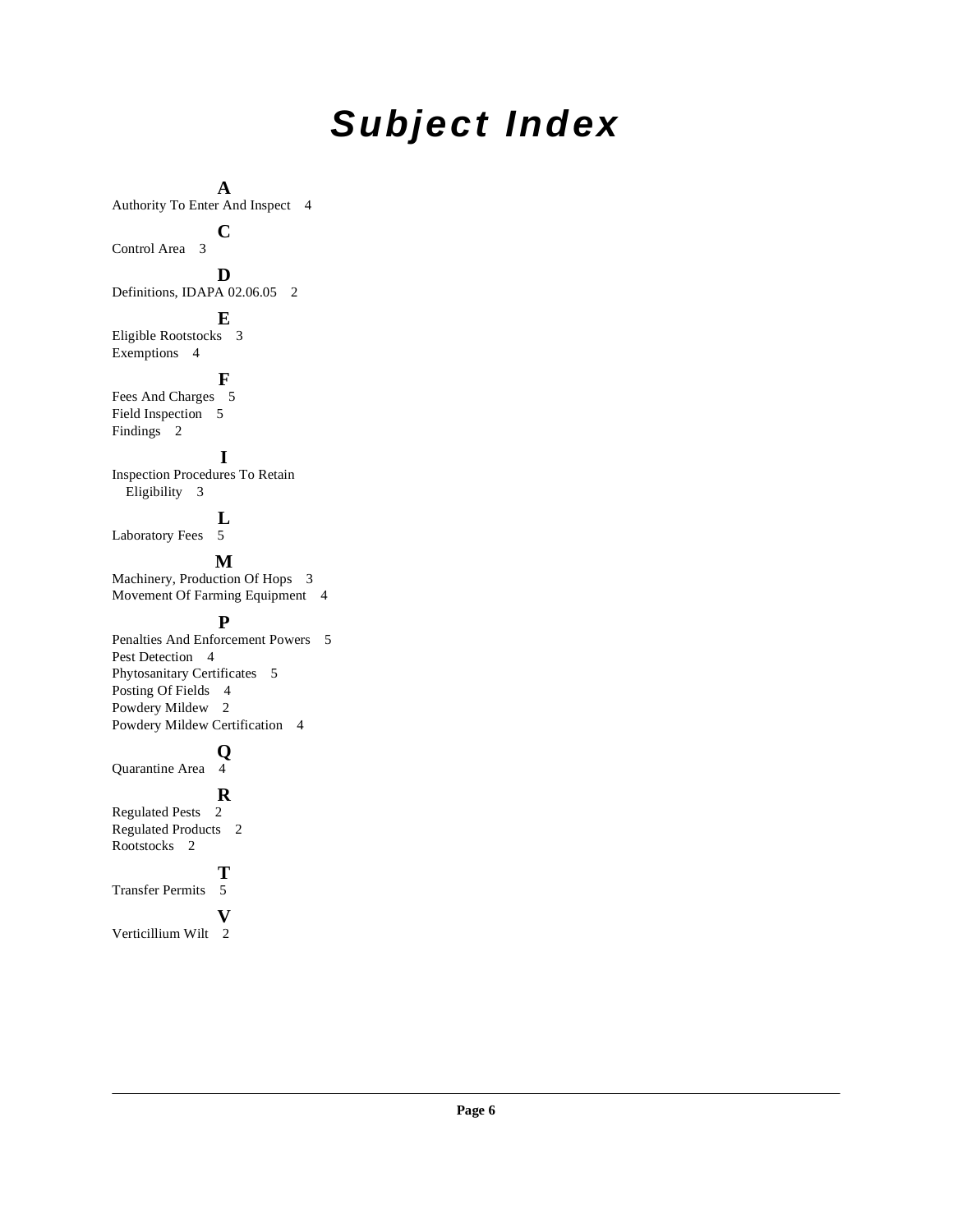# *Subject Index*

**A**

Authority To Enter And Inspect 4

**C**

Control Area 3

**D**

Definitions, IDAPA 02.06.05 2

**E**

Eligible Rootstocks 3
Exemptions 4

**F**

Fees And Charges 5
Field Inspection 5
Findings 2

**I**

Inspection Procedures To Retain Eligibility 3

**L**

Laboratory Fees 5

**M**

Machinery, Production Of Hops 3
Movement Of Farming Equipment 4

**P**

Penalties And Enforcement Powers 5
Pest Detection 4
Phytosanitary Certificates 5
Posting Of Fields 4
Powdery Mildew 2
Powdery Mildew Certification 4

**Q**

Quarantine Area 4

**R**

Regulated Pests 2
Regulated Products 2
Rootstocks 2

**T**

Transfer Permits 5

**V**

Verticillium Wilt 2